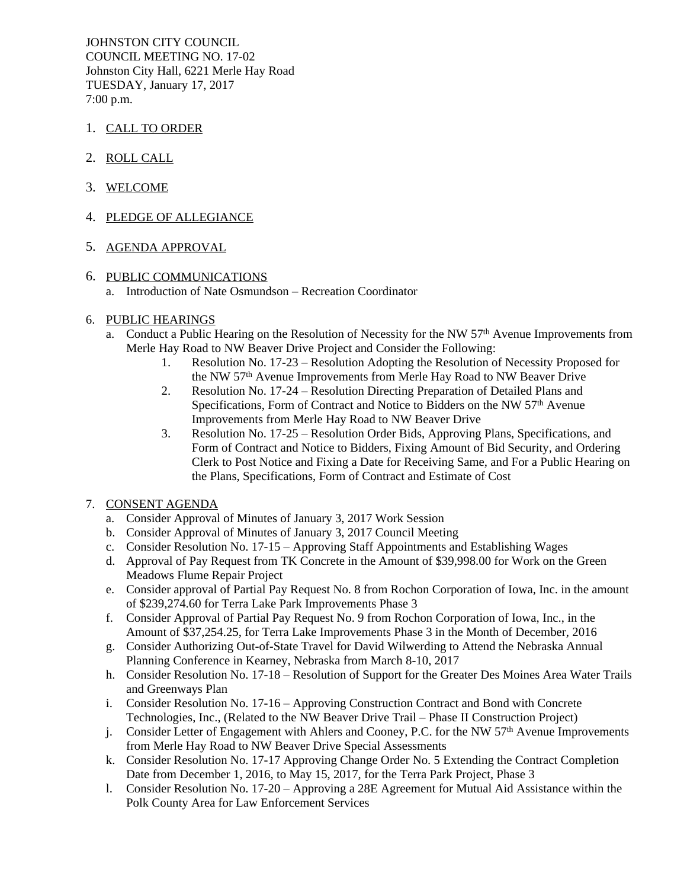JOHNSTON CITY COUNCIL
COUNCIL MEETING NO. 17-02
Johnston City Hall, 6221 Merle Hay Road
TUESDAY, January 17, 2017
7:00 p.m.

1. CALL TO ORDER

2. ROLL CALL

3. WELCOME

4. PLEDGE OF ALLEGIANCE

5. AGENDA APPROVAL

6. PUBLIC COMMUNICATIONS
   a. Introduction of Nate Osmundson – Recreation Coordinator

6. PUBLIC HEARINGS
   a. Conduct a Public Hearing on the Resolution of Necessity for the NW 57th Avenue Improvements from Merle Hay Road to NW Beaver Drive Project and Consider the Following:
      1. Resolution No. 17-23 – Resolution Adopting the Resolution of Necessity Proposed for the NW 57th Avenue Improvements from Merle Hay Road to NW Beaver Drive
      2. Resolution No. 17-24 – Resolution Directing Preparation of Detailed Plans and Specifications, Form of Contract and Notice to Bidders on the NW 57th Avenue Improvements from Merle Hay Road to NW Beaver Drive
      3. Resolution No. 17-25 – Resolution Order Bids, Approving Plans, Specifications, and Form of Contract and Notice to Bidders, Fixing Amount of Bid Security, and Ordering Clerk to Post Notice and Fixing a Date for Receiving Same, and For a Public Hearing on the Plans, Specifications, Form of Contract and Estimate of Cost

7. CONSENT AGENDA
   a. Consider Approval of Minutes of January 3, 2017 Work Session
   b. Consider Approval of Minutes of January 3, 2017 Council Meeting
   c. Consider Resolution No. 17-15 – Approving Staff Appointments and Establishing Wages
   d. Approval of Pay Request from TK Concrete in the Amount of $39,998.00 for Work on the Green Meadows Flume Repair Project
   e. Consider approval of Partial Pay Request No. 8 from Rochon Corporation of Iowa, Inc. in the amount of $239,274.60 for Terra Lake Park Improvements Phase 3
   f. Consider Approval of Partial Pay Request No. 9 from Rochon Corporation of Iowa, Inc., in the Amount of $37,254.25, for Terra Lake Improvements Phase 3 in the Month of December, 2016
   g. Consider Authorizing Out-of-State Travel for David Wilwerding to Attend the Nebraska Annual Planning Conference in Kearney, Nebraska from March 8-10, 2017
   h. Consider Resolution No. 17-18 – Resolution of Support for the Greater Des Moines Area Water Trails and Greenways Plan
   i. Consider Resolution No. 17-16 – Approving Construction Contract and Bond with Concrete Technologies, Inc., (Related to the NW Beaver Drive Trail – Phase II Construction Project)
   j. Consider Letter of Engagement with Ahlers and Cooney, P.C. for the NW 57th Avenue Improvements from Merle Hay Road to NW Beaver Drive Special Assessments
   k. Consider Resolution No. 17-17 Approving Change Order No. 5 Extending the Contract Completion Date from December 1, 2016, to May 15, 2017, for the Terra Park Project, Phase 3
   l. Consider Resolution No. 17-20 – Approving a 28E Agreement for Mutual Aid Assistance within the Polk County Area for Law Enforcement Services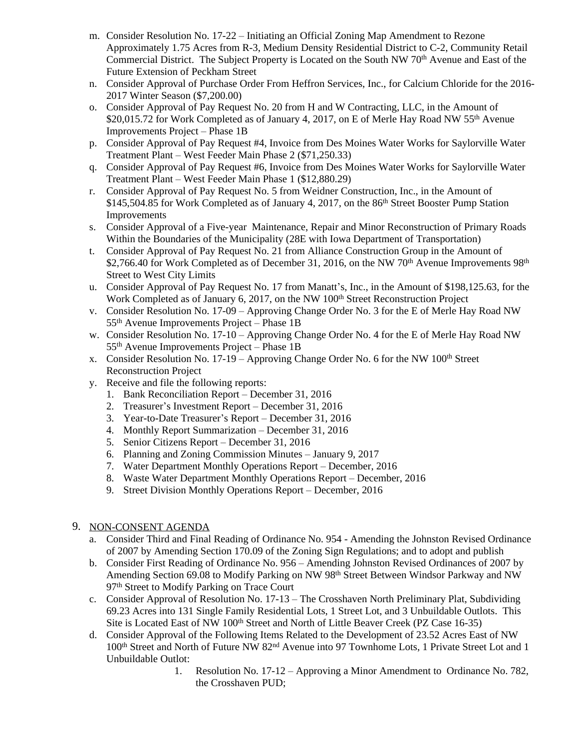m. Consider Resolution No. 17-22 – Initiating an Official Zoning Map Amendment to Rezone Approximately 1.75 Acres from R-3, Medium Density Residential District to C-2, Community Retail Commercial District. The Subject Property is Located on the South NW 70th Avenue and East of the Future Extension of Peckham Street
n. Consider Approval of Purchase Order From Heffron Services, Inc., for Calcium Chloride for the 2016-2017 Winter Season ($7,200.00)
o. Consider Approval of Pay Request No. 20 from H and W Contracting, LLC, in the Amount of $20,015.72 for Work Completed as of January 4, 2017, on E of Merle Hay Road NW 55th Avenue Improvements Project – Phase 1B
p. Consider Approval of Pay Request #4, Invoice from Des Moines Water Works for Saylorville Water Treatment Plant – West Feeder Main Phase 2 ($71,250.33)
q. Consider Approval of Pay Request #6, Invoice from Des Moines Water Works for Saylorville Water Treatment Plant – West Feeder Main Phase 1 ($12,880.29)
r. Consider Approval of Pay Request No. 5 from Weidner Construction, Inc., in the Amount of $145,504.85 for Work Completed as of January 4, 2017, on the 86th Street Booster Pump Station Improvements
s. Consider Approval of a Five-year Maintenance, Repair and Minor Reconstruction of Primary Roads Within the Boundaries of the Municipality (28E with Iowa Department of Transportation)
t. Consider Approval of Pay Request No. 21 from Alliance Construction Group in the Amount of $2,766.40 for Work Completed as of December 31, 2016, on the NW 70th Avenue Improvements 98th Street to West City Limits
u. Consider Approval of Pay Request No. 17 from Manatt's, Inc., in the Amount of $198,125.63, for the Work Completed as of January 6, 2017, on the NW 100th Street Reconstruction Project
v. Consider Resolution No. 17-09 – Approving Change Order No. 3 for the E of Merle Hay Road NW 55th Avenue Improvements Project – Phase 1B
w. Consider Resolution No. 17-10 – Approving Change Order No. 4 for the E of Merle Hay Road NW 55th Avenue Improvements Project – Phase 1B
x. Consider Resolution No. 17-19 – Approving Change Order No. 6 for the NW 100th Street Reconstruction Project
y. Receive and file the following reports:
   1. Bank Reconciliation Report – December 31, 2016
   2. Treasurer's Investment Report – December 31, 2016
   3. Year-to-Date Treasurer's Report – December 31, 2016
   4. Monthly Report Summarization – December 31, 2016
   5. Senior Citizens Report – December 31, 2016
   6. Planning and Zoning Commission Minutes – January 9, 2017
   7. Water Department Monthly Operations Report – December, 2016
   8. Waste Water Department Monthly Operations Report – December, 2016
   9. Street Division Monthly Operations Report – December, 2016

9. NON-CONSENT AGENDA
   a. Consider Third and Final Reading of Ordinance No. 954 - Amending the Johnston Revised Ordinance of 2007 by Amending Section 170.09 of the Zoning Sign Regulations; and to adopt and publish
   b. Consider First Reading of Ordinance No. 956 – Amending Johnston Revised Ordinances of 2007 by Amending Section 69.08 to Modify Parking on NW 98th Street Between Windsor Parkway and NW 97th Street to Modify Parking on Trace Court
   c. Consider Approval of Resolution No. 17-13 – The Crosshaven North Preliminary Plat, Subdividing 69.23 Acres into 131 Single Family Residential Lots, 1 Street Lot, and 3 Unbuildable Outlots. This Site is Located East of NW 100th Street and North of Little Beaver Creek (PZ Case 16-35)
   d. Consider Approval of the Following Items Related to the Development of 23.52 Acres East of NW 100th Street and North of Future NW 82nd Avenue into 97 Townhome Lots, 1 Private Street Lot and 1 Unbuildable Outlot:
      1. Resolution No. 17-12 – Approving a Minor Amendment to Ordinance No. 782, the Crosshaven PUD;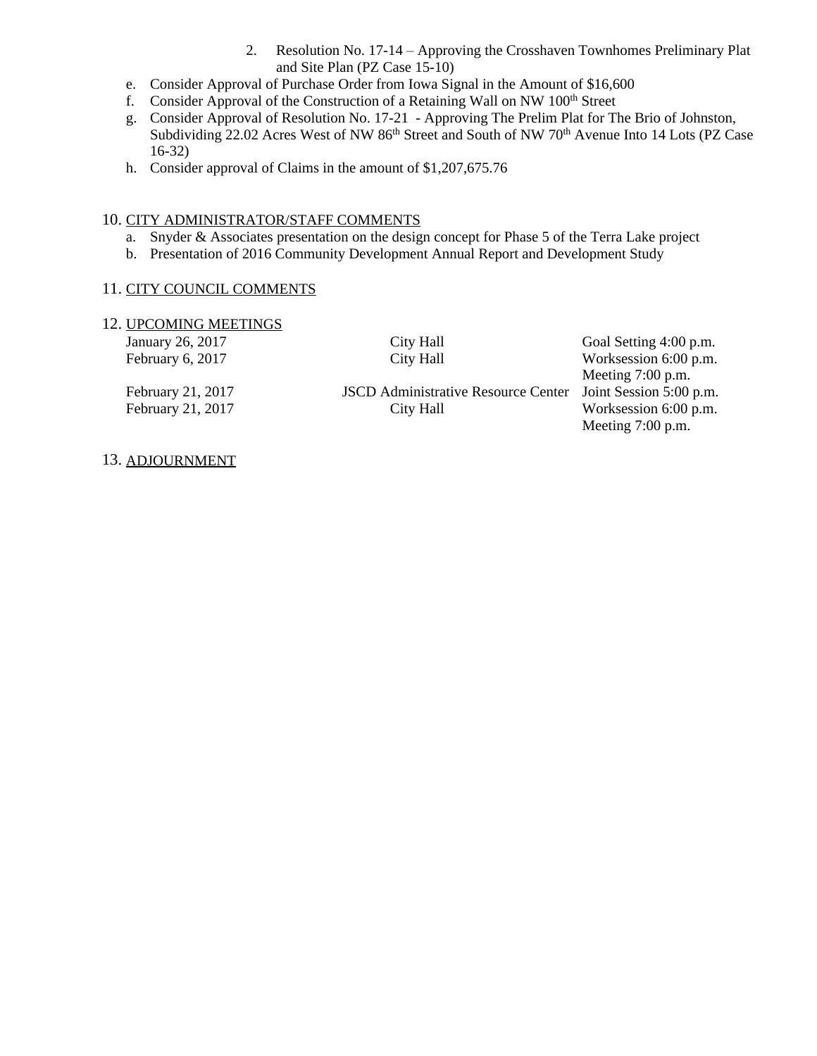2. Resolution No. 17-14 – Approving the Crosshaven Townhomes Preliminary Plat and Site Plan (PZ Case 15-10)

e. Consider Approval of Purchase Order from Iowa Signal in the Amount of $16,600
f. Consider Approval of the Construction of a Retaining Wall on NW 100th Street
g. Consider Approval of Resolution No. 17-21 - Approving The Prelim Plat for The Brio of Johnston, Subdividing 22.02 Acres West of NW 86th Street and South of NW 70th Avenue Into 14 Lots (PZ Case 16-32)
h. Consider approval of Claims in the amount of $1,207,675.76

10. CITY ADMINISTRATOR/STAFF COMMENTS
    a. Snyder & Associates presentation on the design concept for Phase 5 of the Terra Lake project
    b. Presentation of 2016 Community Development Annual Report and Development Study

11. CITY COUNCIL COMMENTS

12. UPCOMING MEETINGS

| | | |
|---|---|---|
| January 26, 2017 | City Hall | Goal Setting 4:00 p.m. |
| February 6, 2017 | City Hall | Worksession 6:00 p.m.<br>Meeting 7:00 p.m. |
| February 21, 2017 | JSCD Administrative Resource Center | Joint Session 5:00 p.m. |
| February 21, 2017 | City Hall | Worksession 6:00 p.m.<br>Meeting 7:00 p.m. |

13. ADJOURNMENT